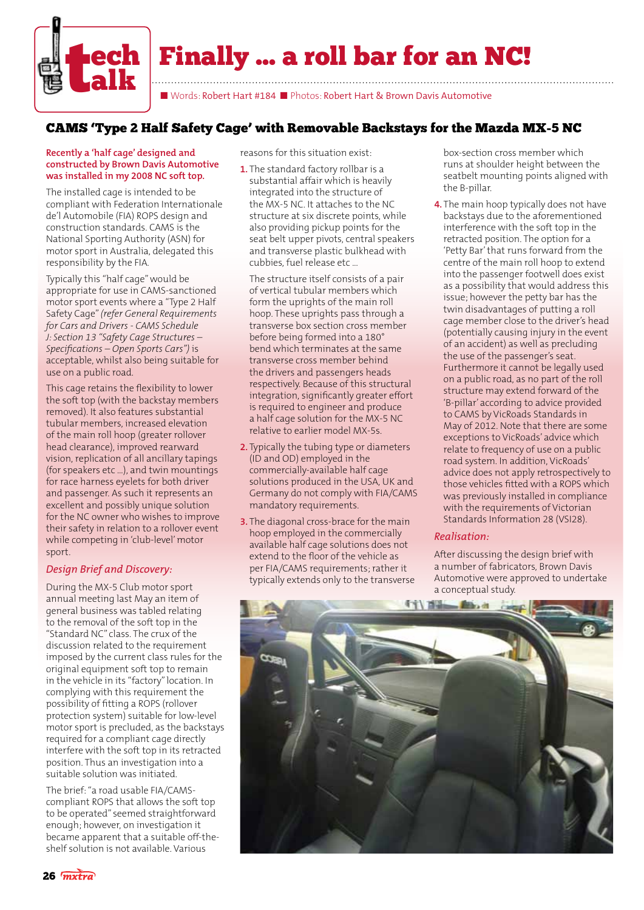# Finally ... a roll bar for an NC!

■ Words: Robert Hart #184 ■ Photos: Robert Hart & Brown Davis Automotive

## CAMS 'Type 2 Half Safety Cage' with Removable Backstays for the Mazda MX-5 NC

**Recently a 'half cage' designed and constructed by Brown Davis Automotive was installed in my 2008 NC soft top.**

The installed cage is intended to be compliant with Federation Internationale de'l Automobile (FIA) ROPS design and construction standards. CAMS is the National Sporting Authority (ASN) for motor sport in Australia, delegated this responsibility by the FIA.

Typically this "half cage" would be appropriate for use in CAMS-sanctioned motor sport events where a "Type 2 Half Safety Cage" *(refer General Requirements for Cars and Drivers - CAMS Schedule J: Section 13 "Safety Cage Structures – Specifications – Open Sports Cars")* is acceptable, whilst also being suitable for use on a public road.

This cage retains the flexibility to lower the soft top (with the backstay members removed). It also features substantial tubular members, increased elevation of the main roll hoop (greater rollover head clearance), improved rearward vision, replication of all ancillary tapings (for speakers etc ...), and twin mountings for race harness eyelets for both driver and passenger. As such it represents an excellent and possibly unique solution for the NC owner who wishes to improve their safety in relation to a rollover event while competing in 'club-level' motor sport.

### *Design Brief and Discovery:*

During the MX-5 Club motor sport annual meeting last May an item of general business was tabled relating to the removal of the soft top in the "Standard NC" class. The crux of the discussion related to the requirement imposed by the current class rules for the original equipment soft top to remain in the vehicle in its "factory" location. In complying with this requirement the possibility of fitting a ROPS (rollover protection system) suitable for low-level motor sport is precluded, as the backstays required for a compliant cage directly interfere with the soft top in its retracted position. Thus an investigation into a suitable solution was initiated.

The brief: "a road usable FIA/CAMS-compliant ROPS that allows the soft top to be operated" seemed straightforward enough; however, on investigation it became apparent that a suitable off-the-shelf solution is not available. Various reasons for this situation exist:

1. The standard factory rollbar is a substantial affair which is heavily integrated into the structure of the MX-5 NC. It attaches to the NC structure at six discrete points, while also providing pickup points for the seat belt upper pivots, central speakers and transverse plastic bulkhead with cubbies, fuel release etc ...

   The structure itself consists of a pair of vertical tubular members which form the uprights of the main roll hoop. These uprights pass through a transverse box section cross member before being formed into a 180° bend which terminates at the same transverse cross member behind the drivers and passengers heads respectively. Because of this structural integration, significantly greater effort is required to engineer and produce a half cage solution for the MX-5 NC relative to earlier model MX-5s.

2. Typically the tubing type or diameters (ID and OD) employed in the commercially-available half cage solutions produced in the USA, UK and Germany do not comply with FIA/CAMS mandatory requirements.

3. The diagonal cross-brace for the main hoop employed in the commercially available half cage solutions does not extend to the floor of the vehicle as per FIA/CAMS requirements; rather it typically extends only to the transverse box-section cross member which runs at shoulder height between the seatbelt mounting points aligned with the B-pillar.

4. The main hoop typically does not have backstays due to the aforementioned interference with the soft top in the retracted position. The option for a 'Petty Bar' that runs forward from the centre of the main roll hoop to extend into the passenger footwell does exist as a possibility that would address this issue; however the petty bar has the twin disadvantages of putting a roll cage member close to the driver's head (potentially causing injury in the event of an accident) as well as precluding the use of the passenger's seat. Furthermore it cannot be legally used on a public road, as no part of the roll structure may extend forward of the 'B-pillar' according to advice provided to CAMS by VicRoads Standards in May of 2012. Note that there are some exceptions to VicRoads' advice which relate to frequency of use on a public road system. In addition, VicRoads' advice does not apply retrospectively to those vehicles fitted with a ROPS which was previously installed in compliance with the requirements of Victorian Standards Information 28 (VSI28).

### *Realisation:*

After discussing the design brief with a number of fabricators, Brown Davis Automotive were approved to undertake a conceptual study.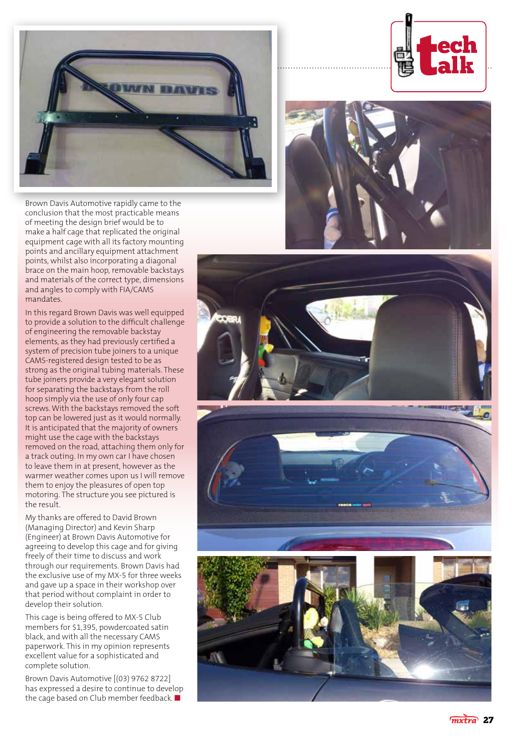Brown Davis Automotive rapidly came to the conclusion that the most practicable means of meeting the design brief would be to make a half cage that replicated the original equipment cage with all its factory mounting points and ancillary equipment attachment points, whilst also incorporating a diagonal brace on the main hoop, removable backstays and materials of the correct type, dimensions and angles to comply with FIA/CAMS mandates.

In this regard Brown Davis was well equipped to provide a solution to the difficult challenge of engineering the removable backstay elements, as they had previously certified a system of precision tube joiners to a unique CAMS-registered design tested to be as strong as the original tubing materials. These tube joiners provide a very elegant solution for separating the backstays from the roll hoop simply via the use of only four cap screws. With the backstays removed the soft top can be lowered just as it would normally. It is anticipated that the majority of owners might use the cage with the backstays removed on the road, attaching them only for a track outing. In my own car I have chosen to leave them in at present, however as the warmer weather comes upon us I will remove them to enjoy the pleasures of open top motoring. The structure you see pictured is the result.

My thanks are offered to David Brown (Managing Director) and Kevin Sharp (Engineer) at Brown Davis Automotive for agreeing to develop this cage and for giving freely of their time to discuss and work through our requirements. Brown Davis had the exclusive use of my MX-5 for three weeks and gave up a space in their workshop over that period without complaint in order to develop their solution.

This cage is being offered to MX-5 Club members for $1,395, powdercoated satin black, and with all the necessary CAMS paperwork. This in my opinion represents excellent value for a sophisticated and complete solution.

Brown Davis Automotive [(03) 9762 8722] has expressed a desire to continue to develop the cage based on Club member feedback. ■